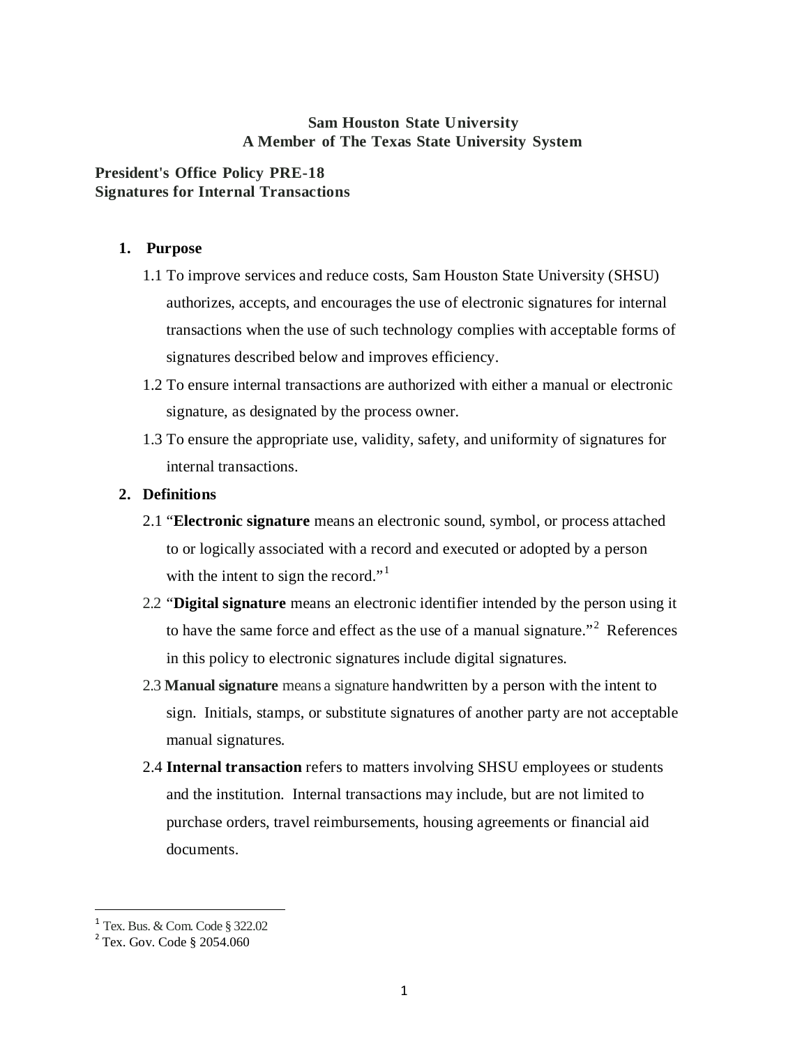**Sam Houston State University**
**A Member of The Texas State University System**

# President's Office Policy PRE-18
# Signatures for Internal Transactions

## 1. Purpose

1.1 To improve services and reduce costs, Sam Houston State University (SHSU) authorizes, accepts, and encourages the use of electronic signatures for internal transactions when the use of such technology complies with acceptable forms of signatures described below and improves efficiency.

1.2 To ensure internal transactions are authorized with either a manual or electronic signature, as designated by the process owner.

1.3 To ensure the appropriate use, validity, safety, and uniformity of signatures for internal transactions.

## 2. Definitions

2.1 "**Electronic signature** means an electronic sound, symbol, or process attached to or logically associated with a record and executed or adopted by a person with the intent to sign the record."[1]

2.2 "**Digital signature** means an electronic identifier intended by the person using it to have the same force and effect as the use of a manual signature."[2] References in this policy to electronic signatures include digital signatures.

2.3 **Manual signature** means a signature handwritten by a person with the intent to sign. Initials, stamps, or substitute signatures of another party are not acceptable manual signatures.

2.4 **Internal transaction** refers to matters involving SHSU employees or students and the institution. Internal transactions may include, but are not limited to purchase orders, travel reimbursements, housing agreements or financial aid documents.

---

[1] Tex. Bus. & Com. Code § 322.02
[2] Tex. Gov. Code § 2054.060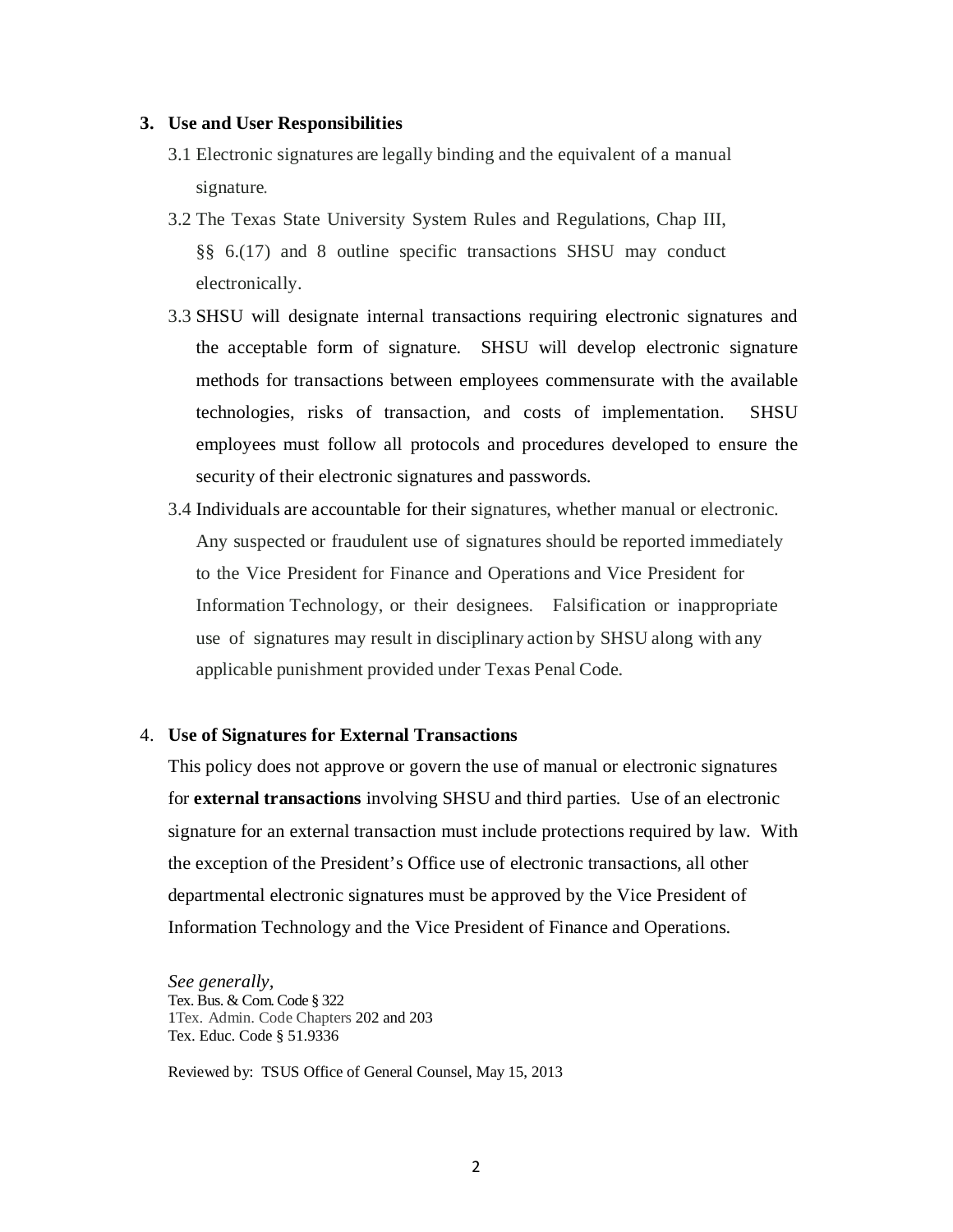## 3. Use and User Responsibilities

3.1 Electronic signatures are legally binding and the equivalent of a manual signature.

3.2 The Texas State University System Rules and Regulations, Chap III, §§ 6.(17) and 8 outline specific transactions SHSU may conduct electronically.

3.3 SHSU will designate internal transactions requiring electronic signatures and the acceptable form of signature. SHSU will develop electronic signature methods for transactions between employees commensurate with the available technologies, risks of transaction, and costs of implementation. SHSU employees must follow all protocols and procedures developed to ensure the security of their electronic signatures and passwords.

3.4 Individuals are accountable for their signatures, whether manual or electronic. Any suspected or fraudulent use of signatures should be reported immediately to the Vice President for Finance and Operations and Vice President for Information Technology, or their designees. Falsification or inappropriate use of signatures may result in disciplinary action by SHSU along with any applicable punishment provided under Texas Penal Code.

## 4. Use of Signatures for External Transactions

This policy does not approve or govern the use of manual or electronic signatures for **external transactions** involving SHSU and third parties. Use of an electronic signature for an external transaction must include protections required by law. With the exception of the President's Office use of electronic transactions, all other departmental electronic signatures must be approved by the Vice President of Information Technology and the Vice President of Finance and Operations.

*See generally*,
Tex. Bus. & Com. Code § 322
1Tex. Admin. Code Chapters 202 and 203
Tex. Educ. Code § 51.9336

Reviewed by: TSUS Office of General Counsel, May 15, 2013